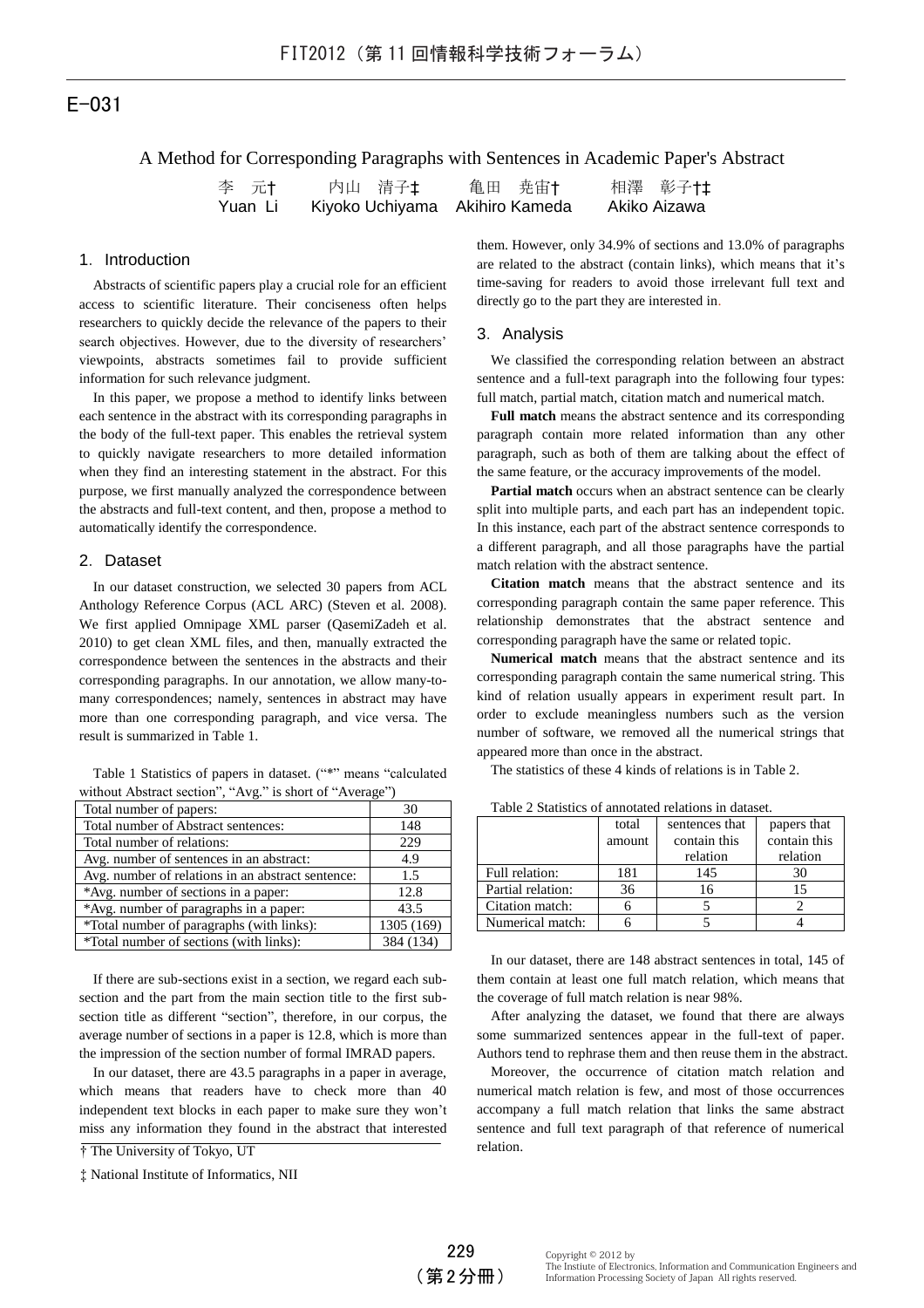E-031

# A Method for Corresponding Paragraphs with Sentences in Academic Paper's Abstract

李　元† 　内山　清子‡ 　亀田　尭宙† 　相澤　彰子†‡
Yuan Li 　Kiyoko Uchiyama 　Akihiro Kameda 　Akiko Aizawa

## 1. Introduction

Abstracts of scientific papers play a crucial role for an efficient access to scientific literature. Their conciseness often helps researchers to quickly decide the relevance of the papers to their search objectives. However, due to the diversity of researchers' viewpoints, abstracts sometimes fail to provide sufficient information for such relevance judgment.

In this paper, we propose a method to identify links between each sentence in the abstract with its corresponding paragraphs in the body of the full-text paper. This enables the retrieval system to quickly navigate researchers to more detailed information when they find an interesting statement in the abstract. For this purpose, we first manually analyzed the correspondence between the abstracts and full-text content, and then, propose a method to automatically identify the correspondence.

## 2. Dataset

In our dataset construction, we selected 30 papers from ACL Anthology Reference Corpus (ACL ARC) (Steven et al. 2008). We first applied Omnipage XML parser (QasemiZadeh et al. 2010) to get clean XML files, and then, manually extracted the correspondence between the sentences in the abstracts and their corresponding paragraphs. In our annotation, we allow many-to-many correspondences; namely, sentences in abstract may have more than one corresponding paragraph, and vice versa. The result is summarized in Table 1.

Table 1 Statistics of papers in dataset. ("*" means "calculated without Abstract section", "Avg." is short of "Average")

| | |
|---|---|
| Total number of papers: | 30 |
| Total number of Abstract sentences: | 148 |
| Total number of relations: | 229 |
| Avg. number of sentences in an abstract: | 4.9 |
| Avg. number of relations in an abstract sentence: | 1.5 |
| *Avg. number of sections in a paper: | 12.8 |
| *Avg. number of paragraphs in a paper: | 43.5 |
| *Total number of paragraphs (with links): | 1305 (169) |
| *Total number of sections (with links): | 384 (134) |

If there are sub-sections exist in a section, we regard each sub-section and the part from the main section title to the first sub-section title as different "section", therefore, in our corpus, the average number of sections in a paper is 12.8, which is more than the impression of the section number of formal IMRAD papers.

In our dataset, there are 43.5 paragraphs in a paper in average, which means that readers have to check more than 40 independent text blocks in each paper to make sure they won't miss any information they found in the abstract that interested them. However, only 34.9% of sections and 13.0% of paragraphs are related to the abstract (contain links), which means that it's time-saving for readers to avoid those irrelevant full text and directly go to the part they are interested in.

## 3. Analysis

We classified the corresponding relation between an abstract sentence and a full-text paragraph into the following four types: full match, partial match, citation match and numerical match.

**Full match** means the abstract sentence and its corresponding paragraph contain more related information than any other paragraph, such as both of them are talking about the effect of the same feature, or the accuracy improvements of the model.

**Partial match** occurs when an abstract sentence can be clearly split into multiple parts, and each part has an independent topic. In this instance, each part of the abstract sentence corresponds to a different paragraph, and all those paragraphs have the partial match relation with the abstract sentence.

**Citation match** means that the abstract sentence and its corresponding paragraph contain the same paper reference. This relationship demonstrates that the abstract sentence and corresponding paragraph have the same or related topic.

**Numerical match** means that the abstract sentence and its corresponding paragraph contain the same numerical string. This kind of relation usually appears in experiment result part. In order to exclude meaningless numbers such as the version number of software, we removed all the numerical strings that appeared more than once in the abstract.

The statistics of these 4 kinds of relations is in Table 2.

Table 2 Statistics of annotated relations in dataset.

| | total amount | sentences that contain this relation | papers that contain this relation |
|---|---|---|---|
| Full relation: | 181 | 145 | 30 |
| Partial relation: | 36 | 16 | 15 |
| Citation match: | 6 | 5 | 2 |
| Numerical match: | 6 | 5 | 4 |

In our dataset, there are 148 abstract sentences in total, 145 of them contain at least one full match relation, which means that the coverage of full match relation is near 98%.

After analyzing the dataset, we found that there are always some summarized sentences appear in the full-text of paper. Authors tend to rephrase them and then reuse them in the abstract.

Moreover, the occurrence of citation match relation and numerical match relation is few, and most of those occurrences accompany a full match relation that links the same abstract sentence and full text paragraph of that reference of numerical relation.

† The University of Tokyo, UT

‡ National Institute of Informatics, NII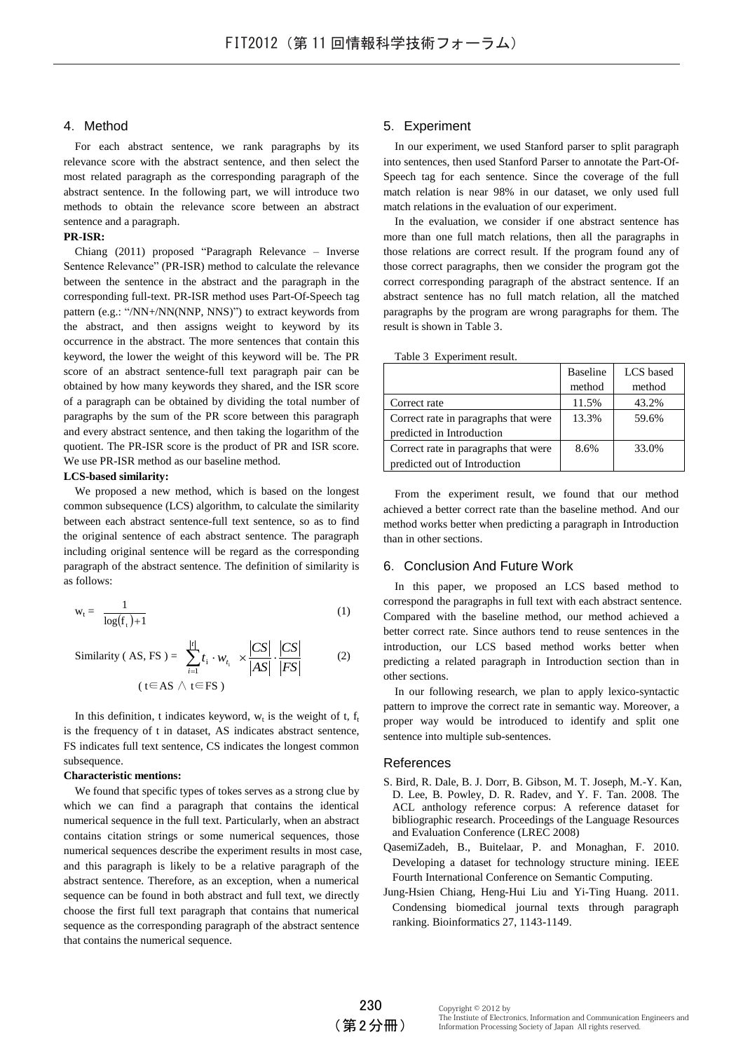## 4. Method

For each abstract sentence, we rank paragraphs by its relevance score with the abstract sentence, and then select the most related paragraph as the corresponding paragraph of the abstract sentence. In the following part, we will introduce two methods to obtain the relevance score between an abstract sentence and a paragraph.

**PR-ISR:**

Chiang (2011) proposed "Paragraph Relevance – Inverse Sentence Relevance" (PR-ISR) method to calculate the relevance between the sentence in the abstract and the paragraph in the corresponding full-text. PR-ISR method uses Part-Of-Speech tag pattern (e.g.: "/NN+/NN(NNP, NNS)") to extract keywords from the abstract, and then assigns weight to keyword by its occurrence in the abstract. The more sentences that contain this keyword, the lower the weight of this keyword will be. The PR score of an abstract sentence-full text paragraph pair can be obtained by how many keywords they shared, and the ISR score of a paragraph can be obtained by dividing the total number of paragraphs by the sum of the PR score between this paragraph and every abstract sentence, and then taking the logarithm of the quotient. The PR-ISR score is the product of PR and ISR score. We use PR-ISR method as our baseline method.

**LCS-based similarity:**

We proposed a new method, which is based on the longest common subsequence (LCS) algorithm, to calculate the similarity between each abstract sentence-full text sentence, so as to find the original sentence of each abstract sentence. The paragraph including original sentence will be regard as the corresponding paragraph of the abstract sentence. The definition of similarity is as follows:

$$w_t = \frac{1}{\log(f_t)+1} \tag{1}$$

$$\text{Similarity ( AS, FS )} = \sum_{i=1}^{|t|} t_i \cdot w_{t_i} \times \frac{|CS|}{|AS|} \cdot \frac{|CS|}{|FS|} \tag{2}$$

$$( t \in AS \wedge t \in FS )$$

In this definition, t indicates keyword, $w_t$ is the weight of t, $f_t$ is the frequency of t in dataset, AS indicates abstract sentence, FS indicates full text sentence, CS indicates the longest common subsequence.

**Characteristic mentions:**

We found that specific types of tokes serves as a strong clue by which we can find a paragraph that contains the identical numerical sequence in the full text. Particularly, when an abstract contains citation strings or some numerical sequences, those numerical sequences describe the experiment results in most case, and this paragraph is likely to be a relative paragraph of the abstract sentence. Therefore, as an exception, when a numerical sequence can be found in both abstract and full text, we directly choose the first full text paragraph that contains that numerical sequence as the corresponding paragraph of the abstract sentence that contains the numerical sequence.

## 5. Experiment

In our experiment, we used Stanford parser to split paragraph into sentences, then used Stanford Parser to annotate the Part-Of-Speech tag for each sentence. Since the coverage of the full match relation is near 98% in our dataset, we only used full match relations in the evaluation of our experiment.

In the evaluation, we consider if one abstract sentence has more than one full match relations, then all the paragraphs in those relations are correct result. If the program found any of those correct paragraphs, then we consider the program got the correct corresponding paragraph of the abstract sentence. If an abstract sentence has no full match relation, all the matched paragraphs by the program are wrong paragraphs for them. The result is shown in Table 3.

Table 3 Experiment result.

| | Baseline method | LCS based method |
|---|---|---|
| Correct rate | 11.5% | 43.2% |
| Correct rate in paragraphs that were predicted in Introduction | 13.3% | 59.6% |
| Correct rate in paragraphs that were predicted out of Introduction | 8.6% | 33.0% |

From the experiment result, we found that our method achieved a better correct rate than the baseline method. And our method works better when predicting a paragraph in Introduction than in other sections.

## 6. Conclusion And Future Work

In this paper, we proposed an LCS based method to correspond the paragraphs in full text with each abstract sentence. Compared with the baseline method, our method achieved a better correct rate. Since authors tend to reuse sentences in the introduction, our LCS based method works better when predicting a related paragraph in Introduction section than in other sections.

In our following research, we plan to apply lexico-syntactic pattern to improve the correct rate in semantic way. Moreover, a proper way would be introduced to identify and split one sentence into multiple sub-sentences.

## References

S. Bird, R. Dale, B. J. Dorr, B. Gibson, M. T. Joseph, M.-Y. Kan, D. Lee, B. Powley, D. R. Radev, and Y. F. Tan. 2008. The ACL anthology reference corpus: A reference dataset for bibliographic research. Proceedings of the Language Resources and Evaluation Conference (LREC 2008)

QasemiZadeh, B., Buitelaar, P. and Monaghan, F. 2010. Developing a dataset for technology structure mining. IEEE Fourth International Conference on Semantic Computing.

Jung-Hsien Chiang, Heng-Hui Liu and Yi-Ting Huang. 2011. Condensing biomedical journal texts through paragraph ranking. Bioinformatics 27, 1143-1149.